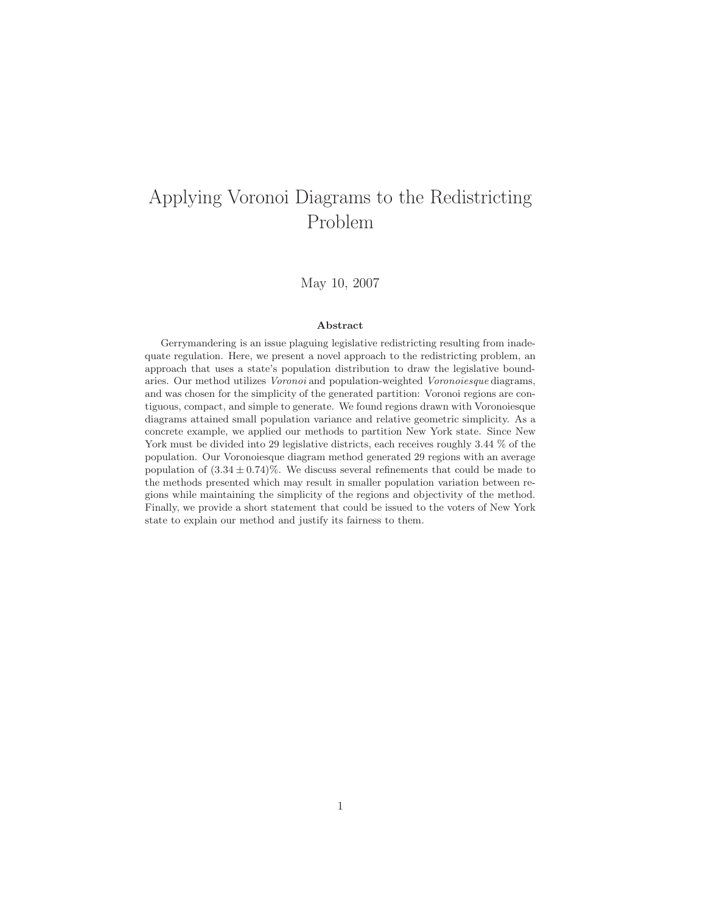# Applying Voronoi Diagrams to the Redistricting Problem

May 10, 2007

### Abstract

Gerrymandering is an issue plaguing legislative redistricting resulting from inadequate regulation. Here, we present a novel approach to the redistricting problem, an approach that uses a state's population distribution to draw the legislative boundaries. Our method utilizes *Voronoi* and population-weighted *Voronoiesque* diagrams, and was chosen for the simplicity of the generated partition: Voronoi regions are contiguous, compact, and simple to generate. We found regions drawn with Voronoiesque diagrams attained small population variance and relative geometric simplicity. As a concrete example, we applied our methods to partition New York state. Since New York must be divided into 29 legislative districts, each receives roughly 3.44 % of the population. Our Voronoiesque diagram method generated 29 regions with an average population of $(3.34 \pm 0.74)\%$. We discuss several refinements that could be made to the methods presented which may result in smaller population variation between regions while maintaining the simplicity of the regions and objectivity of the method. Finally, we provide a short statement that could be issued to the voters of New York state to explain our method and justify its fairness to them.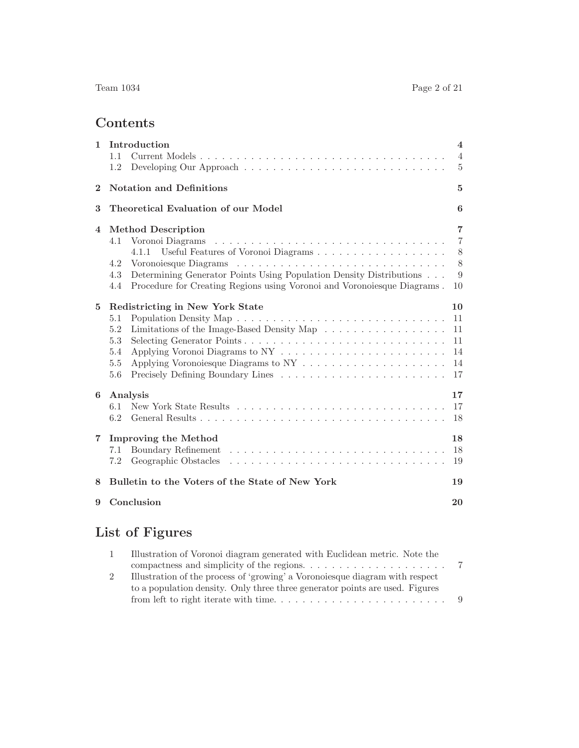# Contents

**1 Introduction** — **4**
- 1.1 Current Models — 4
- 1.2 Developing Our Approach — 5

**2 Notation and Definitions** — **5**

**3 Theoretical Evaluation of our Model** — **6**

**4 Method Description** — **7**
- 4.1 Voronoi Diagrams — 7
  - 4.1.1 Useful Features of Voronoi Diagrams — 8
- 4.2 Voronoiesque Diagrams — 8
- 4.3 Determining Generator Points Using Population Density Distributions — 9
- 4.4 Procedure for Creating Regions using Voronoi and Voronoiesque Diagrams — 10

**5 Redistricting in New York State** — **10**
- 5.1 Population Density Map — 11
- 5.2 Limitations of the Image-Based Density Map — 11
- 5.3 Selecting Generator Points — 11
- 5.4 Applying Voronoi Diagrams to NY — 14
- 5.5 Applying Voronoiesque Diagrams to NY — 14
- 5.6 Precisely Defining Boundary Lines — 17

**6 Analysis** — **17**
- 6.1 New York State Results — 17
- 6.2 General Results — 18

**7 Improving the Method** — **18**
- 7.1 Boundary Refinement — 18
- 7.2 Geographic Obstacles — 19

**8 Bulletin to the Voters of the State of New York** — **19**

**9 Conclusion** — **20**

# List of Figures

1. Illustration of Voronoi diagram generated with Euclidean metric. Note the compactness and simplicity of the regions. — 7
2. Illustration of the process of 'growing' a Voronoiesque diagram with respect to a population density. Only three three generator points are used. Figures from left to right iterate with time. — 9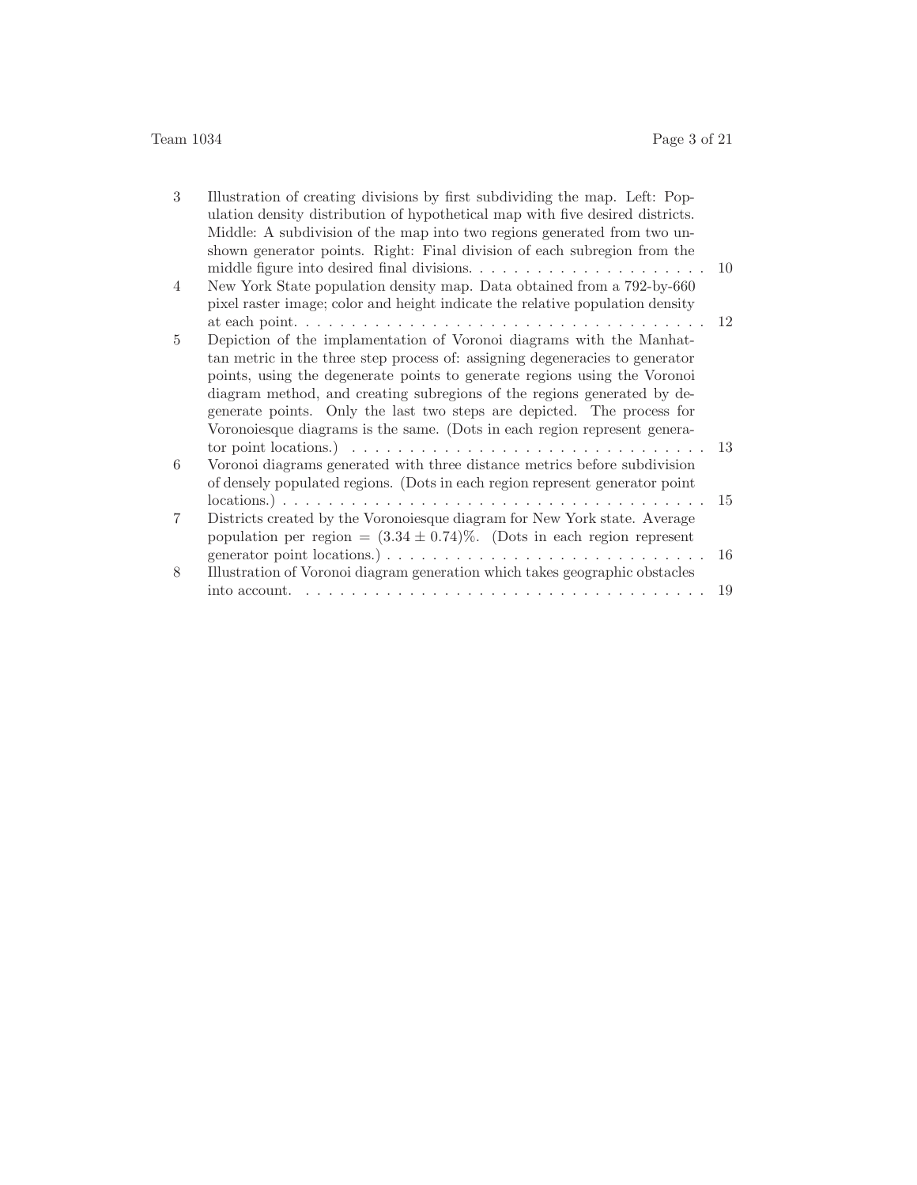| | | |
|---|---|---|
| 3 | Illustration of creating divisions by first subdividing the map. Left: Population density distribution of hypothetical map with five desired districts. Middle: A subdivision of the map into two regions generated from two unshown generator points. Right: Final division of each subregion from the middle figure into desired final divisions. | 10 |
| 4 | New York State population density map. Data obtained from a 792-by-660 pixel raster image; color and height indicate the relative population density at each point. | 12 |
| 5 | Depiction of the implementation of Voronoi diagrams with the Manhattan metric in the three step process of: assigning degeneracies to generator points, using the degenerate points to generate regions using the Voronoi diagram method, and creating subregions of the regions generated by degenerate points. Only the last two steps are depicted. The process for Voronoiesque diagrams is the same. (Dots in each region represent generator point locations.) | 13 |
| 6 | Voronoi diagrams generated with three distance metrics before subdivision of densely populated regions. (Dots in each region represent generator point locations.) | 15 |
| 7 | Districts created by the Voronoiesque diagram for New York state. Average population per region = $(3.34 \pm 0.74)\%$. (Dots in each region represent generator point locations.) | 16 |
| 8 | Illustration of Voronoi diagram generation which takes geographic obstacles into account. | 19 |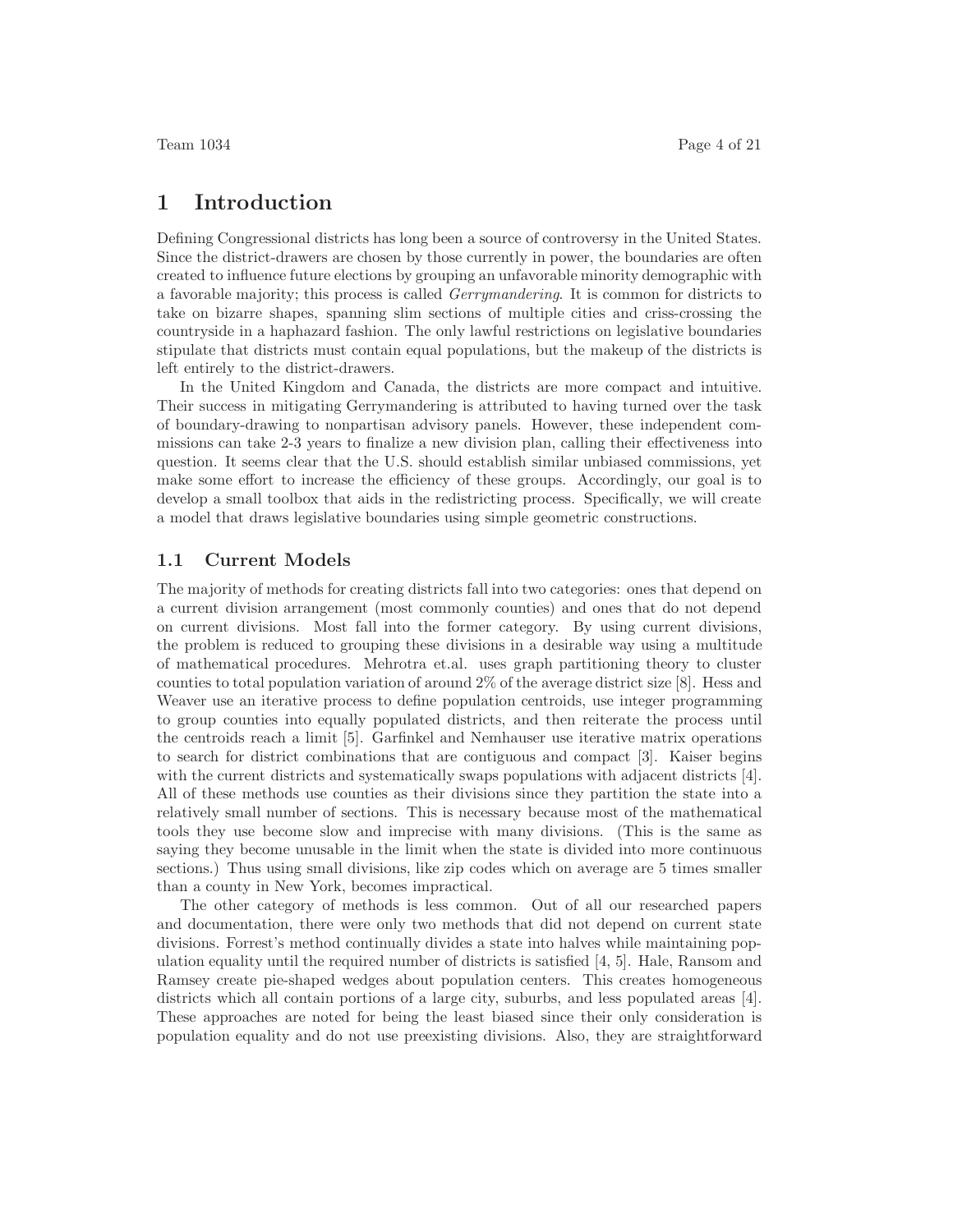# 1 Introduction

Defining Congressional districts has long been a source of controversy in the United States. Since the district-drawers are chosen by those currently in power, the boundaries are often created to influence future elections by grouping an unfavorable minority demographic with a favorable majority; this process is called *Gerrymandering*. It is common for districts to take on bizarre shapes, spanning slim sections of multiple cities and criss-crossing the countryside in a haphazard fashion. The only lawful restrictions on legislative boundaries stipulate that districts must contain equal populations, but the makeup of the districts is left entirely to the district-drawers.

In the United Kingdom and Canada, the districts are more compact and intuitive. Their success in mitigating Gerrymandering is attributed to having turned over the task of boundary-drawing to nonpartisan advisory panels. However, these independent commissions can take 2-3 years to finalize a new division plan, calling their effectiveness into question. It seems clear that the U.S. should establish similar unbiased commissions, yet make some effort to increase the efficiency of these groups. Accordingly, our goal is to develop a small toolbox that aids in the redistricting process. Specifically, we will create a model that draws legislative boundaries using simple geometric constructions.

## 1.1 Current Models

The majority of methods for creating districts fall into two categories: ones that depend on a current division arrangement (most commonly counties) and ones that do not depend on current divisions. Most fall into the former category. By using current divisions, the problem is reduced to grouping these divisions in a desirable way using a multitude of mathematical procedures. Mehrotra et.al. uses graph partitioning theory to cluster counties to total population variation of around 2% of the average district size [8]. Hess and Weaver use an iterative process to define population centroids, use integer programming to group counties into equally populated districts, and then reiterate the process until the centroids reach a limit [5]. Garfinkel and Nemhauser use iterative matrix operations to search for district combinations that are contiguous and compact [3]. Kaiser begins with the current districts and systematically swaps populations with adjacent districts [4]. All of these methods use counties as their divisions since they partition the state into a relatively small number of sections. This is necessary because most of the mathematical tools they use become slow and imprecise with many divisions. (This is the same as saying they become unusable in the limit when the state is divided into more continuous sections.) Thus using small divisions, like zip codes which on average are 5 times smaller than a county in New York, becomes impractical.

The other category of methods is less common. Out of all our researched papers and documentation, there were only two methods that did not depend on current state divisions. Forrest's method continually divides a state into halves while maintaining population equality until the required number of districts is satisfied [4, 5]. Hale, Ransom and Ramsey create pie-shaped wedges about population centers. This creates homogeneous districts which all contain portions of a large city, suburbs, and less populated areas [4]. These approaches are noted for being the least biased since their only consideration is population equality and do not use preexisting divisions. Also, they are straightforward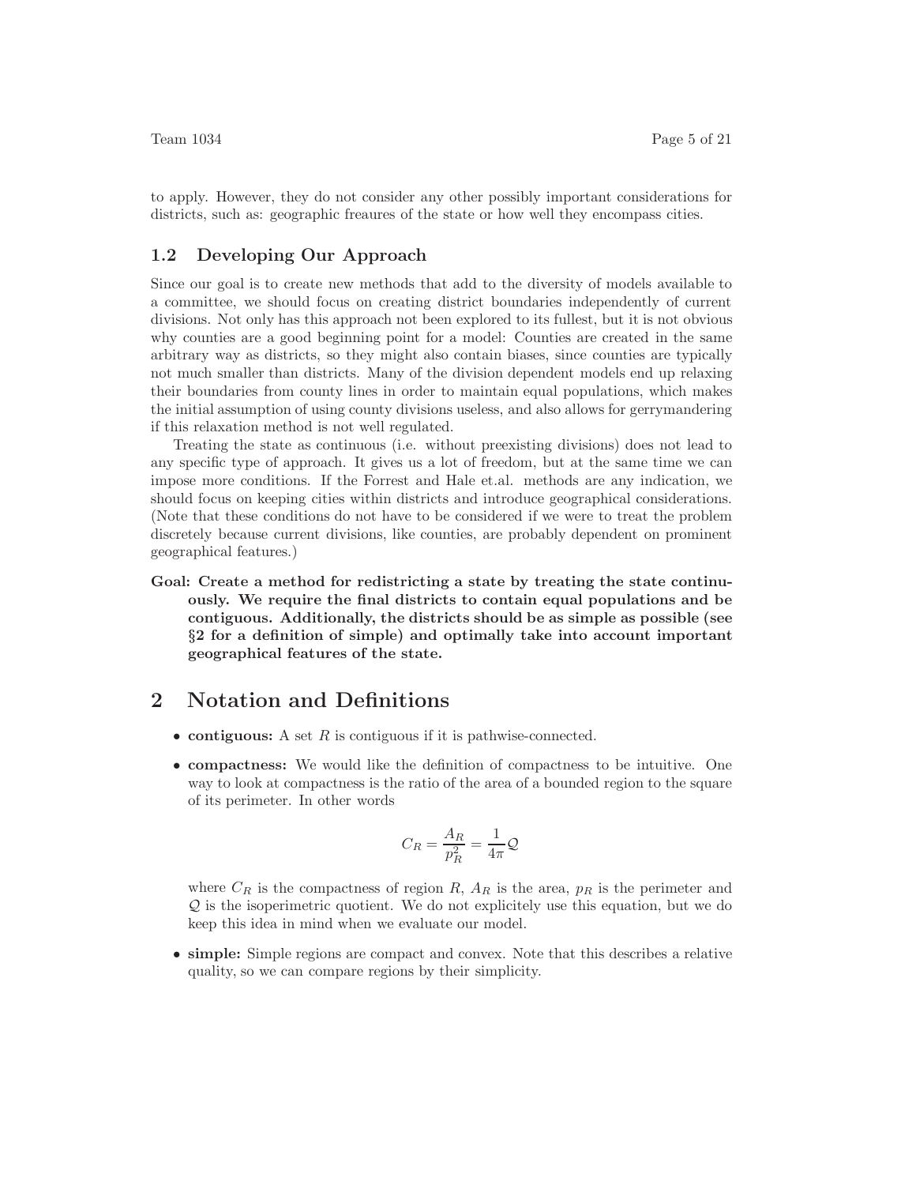to apply. However, they do not consider any other possibly important considerations for districts, such as: geographic freaures of the state or how well they encompass cities.

### 1.2 Developing Our Approach

Since our goal is to create new methods that add to the diversity of models available to a committee, we should focus on creating district boundaries independently of current divisions. Not only has this approach not been explored to its fullest, but it is not obvious why counties are a good beginning point for a model: Counties are created in the same arbitrary way as districts, so they might also contain biases, since counties are typically not much smaller than districts. Many of the division dependent models end up relaxing their boundaries from county lines in order to maintain equal populations, which makes the initial assumption of using county divisions useless, and also allows for gerrymandering if this relaxation method is not well regulated.

Treating the state as continuous (i.e. without preexisting divisions) does not lead to any specific type of approach. It gives us a lot of freedom, but at the same time we can impose more conditions. If the Forrest and Hale et.al. methods are any indication, we should focus on keeping cities within districts and introduce geographical considerations. (Note that these conditions do not have to be considered if we were to treat the problem discretely because current divisions, like counties, are probably dependent on prominent geographical features.)

**Goal: Create a method for redistricting a state by treating the state continuously. We require the final districts to contain equal populations and be contiguous. Additionally, the districts should be as simple as possible (see §2 for a definition of simple) and optimally take into account important geographical features of the state.**

## 2 Notation and Definitions

- **contiguous:** A set $R$ is contiguous if it is pathwise-connected.
- **compactness:** We would like the definition of compactness to be intuitive. One way to look at compactness is the ratio of the area of a bounded region to the square of its perimeter. In other words

$$C_R = \frac{A_R}{p_R^2} = \frac{1}{4\pi}\mathcal{Q}$$

  where $C_R$ is the compactness of region $R$, $A_R$ is the area, $p_R$ is the perimeter and $\mathcal{Q}$ is the isoperimetric quotient. We do not explicitely use this equation, but we do keep this idea in mind when we evaluate our model.

- **simple:** Simple regions are compact and convex. Note that this describes a relative quality, so we can compare regions by their simplicity.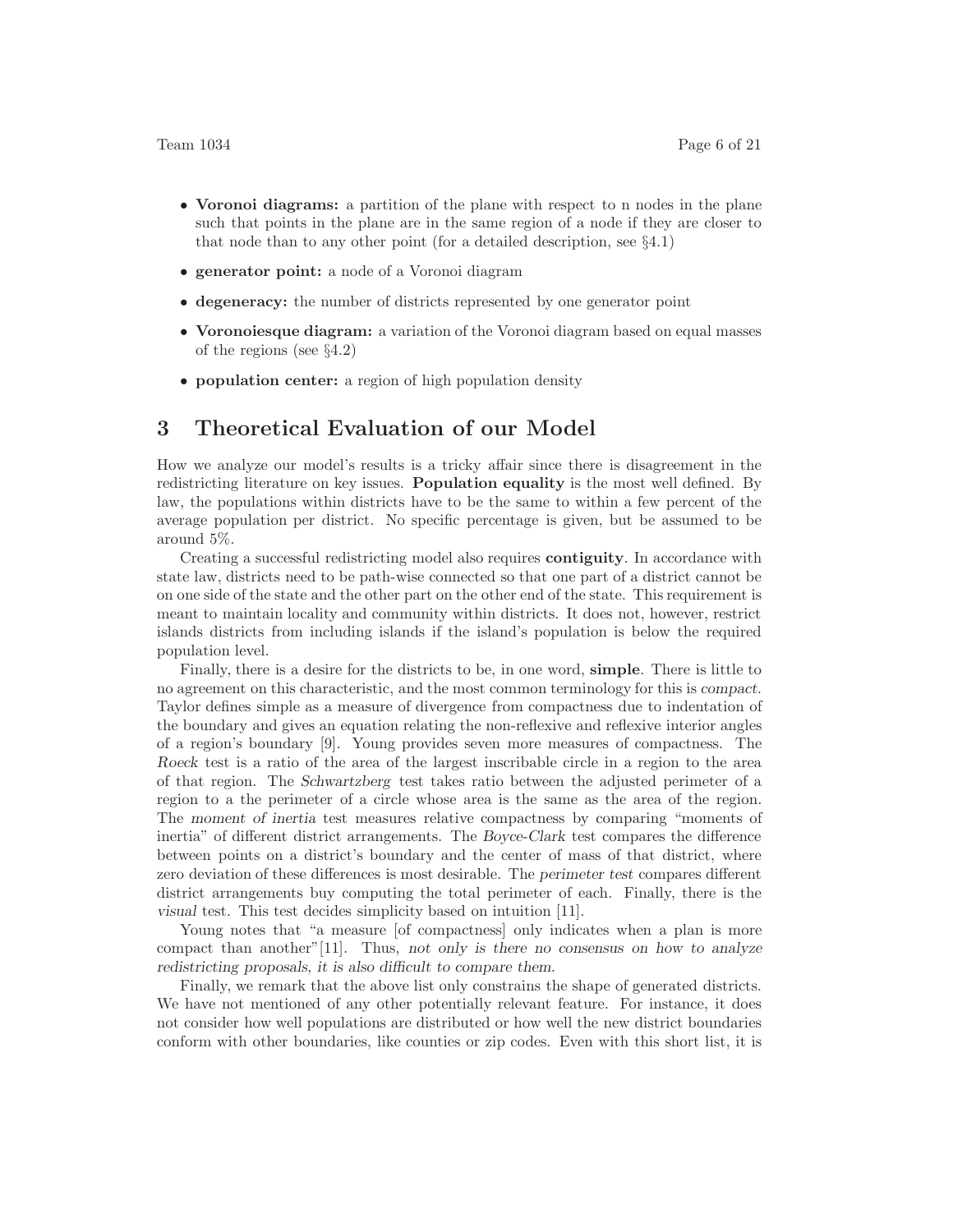- **Voronoi diagrams:** a partition of the plane with respect to n nodes in the plane such that points in the plane are in the same region of a node if they are closer to that node than to any other point (for a detailed description, see §4.1)
- **generator point:** a node of a Voronoi diagram
- **degeneracy:** the number of districts represented by one generator point
- **Voronoiesque diagram:** a variation of the Voronoi diagram based on equal masses of the regions (see §4.2)
- **population center:** a region of high population density

# 3 Theoretical Evaluation of our Model

How we analyze our model's results is a tricky affair since there is disagreement in the redistricting literature on key issues. **Population equality** is the most well defined. By law, the populations within districts have to be the same to within a few percent of the average population per district. No specific percentage is given, but be assumed to be around 5%.

Creating a successful redistricting model also requires **contiguity**. In accordance with state law, districts need to be path-wise connected so that one part of a district cannot be on one side of the state and the other part on the other end of the state. This requirement is meant to maintain locality and community within districts. It does not, however, restrict islands districts from including islands if the island's population is below the required population level.

Finally, there is a desire for the districts to be, in one word, **simple**. There is little to no agreement on this characteristic, and the most common terminology for this is *compact*. Taylor defines simple as a measure of divergence from compactness due to indentation of the boundary and gives an equation relating the non-reflexive and reflexive interior angles of a region's boundary [9]. Young provides seven more measures of compactness. The *Roeck* test is a ratio of the area of the largest inscribable circle in a region to the area of that region. The *Schwartzberg* test takes ratio between the adjusted perimeter of a region to a the perimeter of a circle whose area is the same as the area of the region. The *moment of inertia* test measures relative compactness by comparing "moments of inertia" of different district arrangements. The *Boyce-Clark* test compares the difference between points on a district's boundary and the center of mass of that district, where zero deviation of these differences is most desirable. The *perimeter test* compares different district arrangements buy computing the total perimeter of each. Finally, there is the *visual* test. This test decides simplicity based on intuition [11].

Young notes that "a measure [of compactness] only indicates when a plan is more compact than another"[11]. Thus, *not only is there no consensus on how to analyze redistricting proposals, it is also difficult to compare them.*

Finally, we remark that the above list only constrains the shape of generated districts. We have not mentioned of any other potentially relevant feature. For instance, it does not consider how well populations are distributed or how well the new district boundaries conform with other boundaries, like counties or zip codes. Even with this short list, it is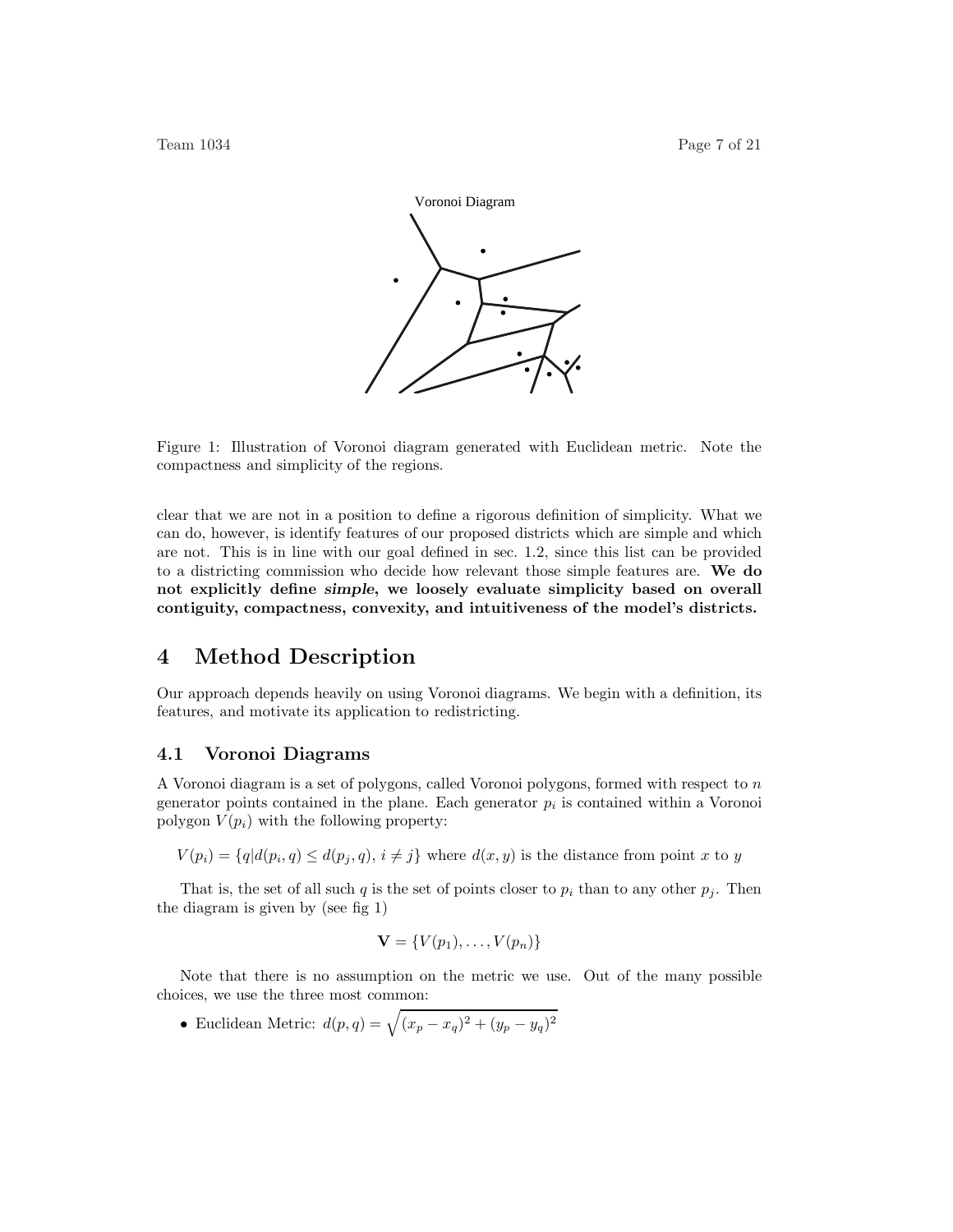Figure 1: Illustration of Voronoi diagram generated with Euclidean metric. Note the compactness and simplicity of the regions.

clear that we are not in a position to define a rigorous definition of simplicity. What we can do, however, is identify features of our proposed districts which are simple and which are not. This is in line with our goal defined in sec. 1.2, since this list can be provided to a districting commission who decide how relevant those simple features are. **We do not explicitly define *simple*, we loosely evaluate simplicity based on overall contiguity, compactness, convexity, and intuitiveness of the model's districts.**

# 4 Method Description

Our approach depends heavily on using Voronoi diagrams. We begin with a definition, its features, and motivate its application to redistricting.

## 4.1 Voronoi Diagrams

A Voronoi diagram is a set of polygons, called Voronoi polygons, formed with respect to $n$ generator points contained in the plane. Each generator $p_i$ is contained within a Voronoi polygon $V(p_i)$ with the following property:

$V(p_i) = \{q | d(p_i, q) \leq d(p_j, q),\ i \neq j\}$ where $d(x, y)$ is the distance from point $x$ to $y$

That is, the set of all such $q$ is the set of points closer to $p_i$ than to any other $p_j$. Then the diagram is given by (see fig 1)

$$\mathbf{V} = \{V(p_1), \ldots, V(p_n)\}$$

Note that there is no assumption on the metric we use. Out of the many possible choices, we use the three most common:

- Euclidean Metric: $d(p, q) = \sqrt{(x_p - x_q)^2 + (y_p - y_q)^2}$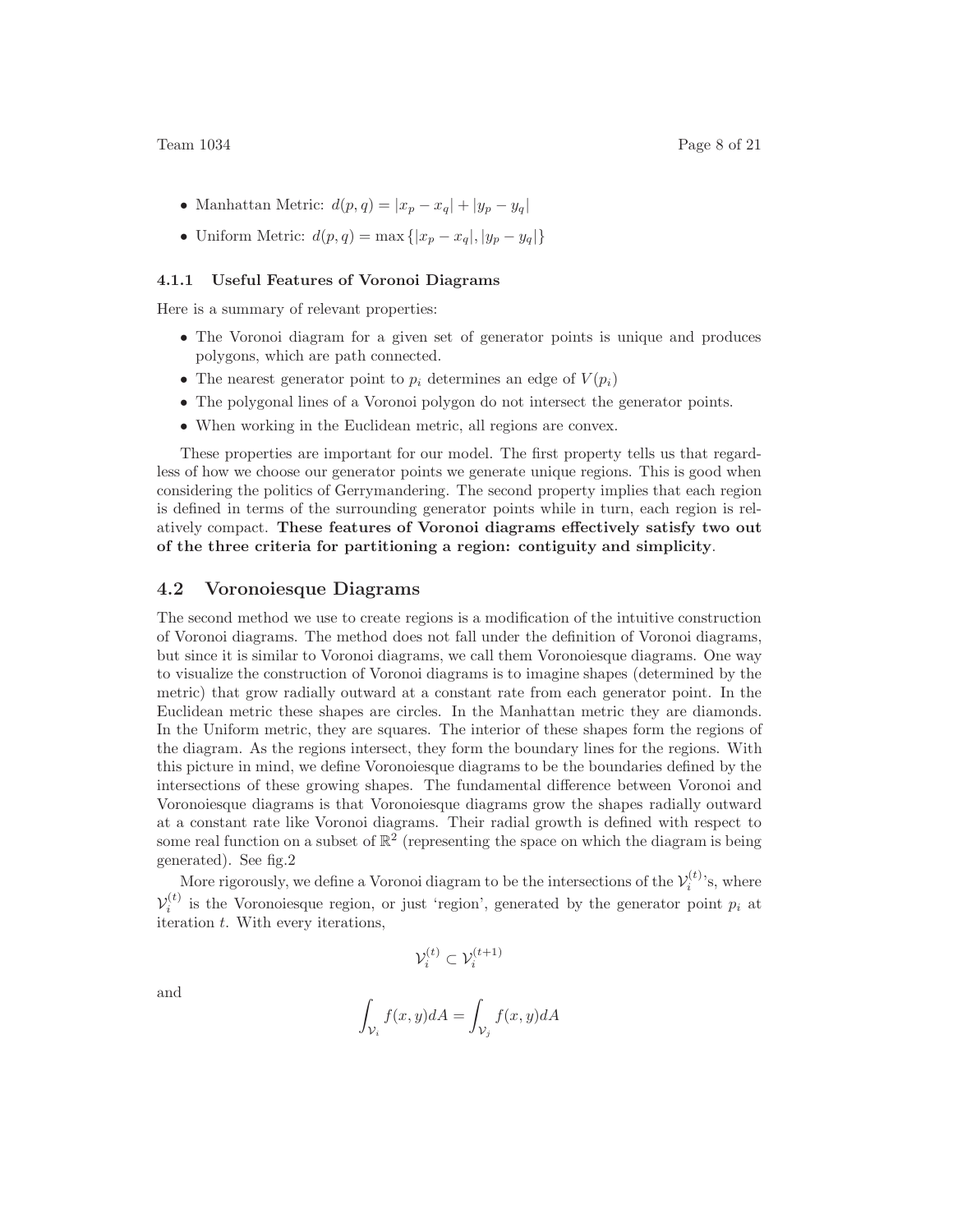- Manhattan Metric: $d(p, q) = |x_p - x_q| + |y_p - y_q|$
- Uniform Metric: $d(p, q) = \max\{|x_p - x_q|, |y_p - y_q|\}$

#### 4.1.1 Useful Features of Voronoi Diagrams

Here is a summary of relevant properties:

- The Voronoi diagram for a given set of generator points is unique and produces polygons, which are path connected.
- The nearest generator point to $p_i$ determines an edge of $V(p_i)$
- The polygonal lines of a Voronoi polygon do not intersect the generator points.
- When working in the Euclidean metric, all regions are convex.

These properties are important for our model. The first property tells us that regardless of how we choose our generator points we generate unique regions. This is good when considering the politics of Gerrymandering. The second property implies that each region is defined in terms of the surrounding generator points while in turn, each region is relatively compact. **These features of Voronoi diagrams effectively satisfy two out of the three criteria for partitioning a region: contiguity and simplicity**.

### 4.2 Voronoiesque Diagrams

The second method we use to create regions is a modification of the intuitive construction of Voronoi diagrams. The method does not fall under the definition of Voronoi diagrams, but since it is similar to Voronoi diagrams, we call them Voronoiesque diagrams. One way to visualize the construction of Voronoi diagrams is to imagine shapes (determined by the metric) that grow radially outward at a constant rate from each generator point. In the Euclidean metric these shapes are circles. In the Manhattan metric they are diamonds. In the Uniform metric, they are squares. The interior of these shapes form the regions of the diagram. As the regions intersect, they form the boundary lines for the regions. With this picture in mind, we define Voronoiesque diagrams to be the boundaries defined by the intersections of these growing shapes. The fundamental difference between Voronoi and Voronoiesque diagrams is that Voronoiesque diagrams grow the shapes radially outward at a constant rate like Voronoi diagrams. Their radial growth is defined with respect to some real function on a subset of $\mathbb{R}^2$ (representing the space on which the diagram is being generated). See fig.2

More rigorously, we define a Voronoi diagram to be the intersections of the $\mathcal{V}_i^{(t)}$'s, where $\mathcal{V}_i^{(t)}$ is the Voronoiesque region, or just 'region', generated by the generator point $p_i$ at iteration $t$. With every iterations,

$$\mathcal{V}_i^{(t)} \subset \mathcal{V}_i^{(t+1)}$$

and

$$\int_{\mathcal{V}_i} f(x, y)dA = \int_{\mathcal{V}_j} f(x, y)dA$$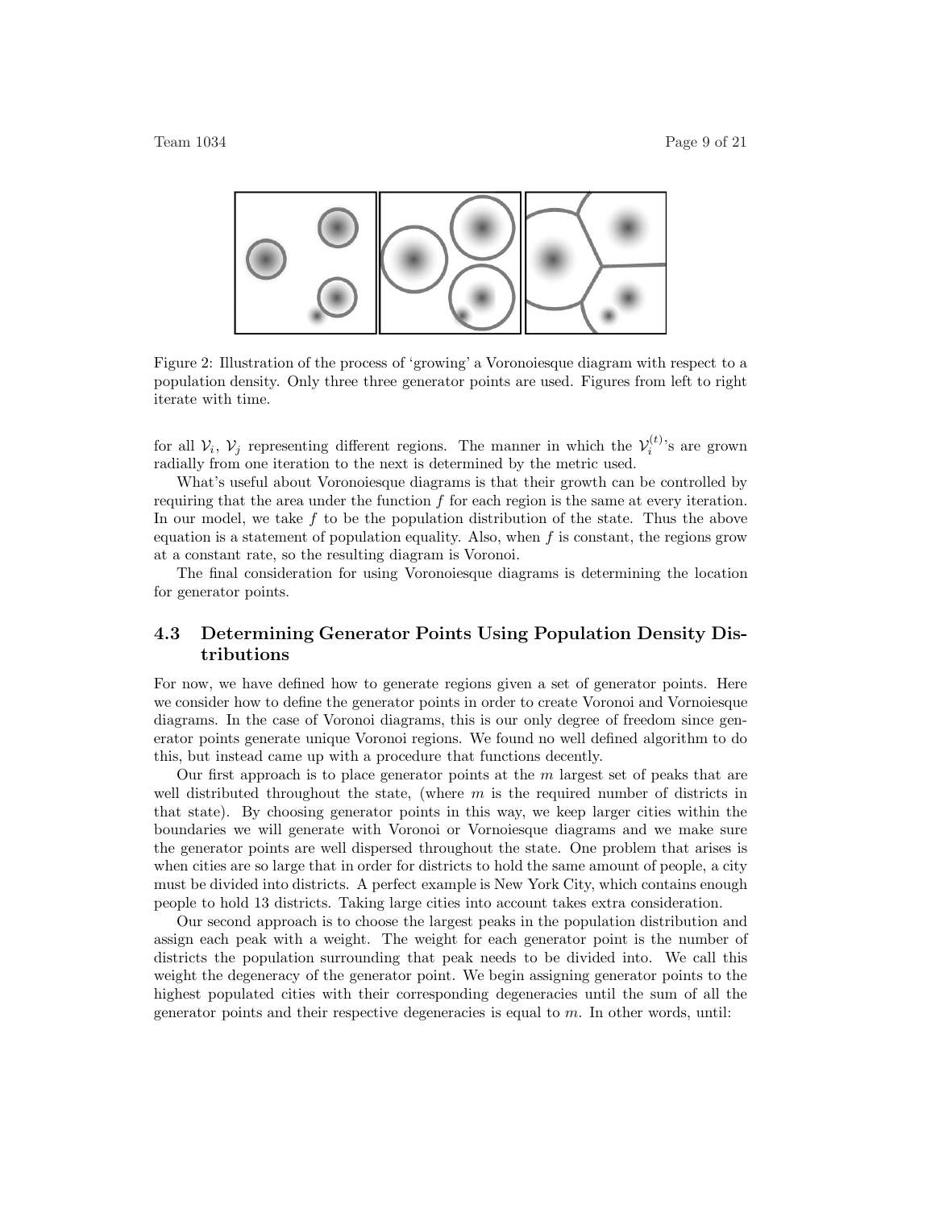Figure 2: Illustration of the process of 'growing' a Voronoiesque diagram with respect to a population density. Only three three generator points are used. Figures from left to right iterate with time.

for all $\mathcal{V}_i$, $\mathcal{V}_j$ representing different regions. The manner in which the $\mathcal{V}_i^{(t)}$'s are grown radially from one iteration to the next is determined by the metric used.

What's useful about Voronoiesque diagrams is that their growth can be controlled by requiring that the area under the function $f$ for each region is the same at every iteration. In our model, we take $f$ to be the population distribution of the state. Thus the above equation is a statement of population equality. Also, when $f$ is constant, the regions grow at a constant rate, so the resulting diagram is Voronoi.

The final consideration for using Voronoiesque diagrams is determining the location for generator points.

### 4.3 Determining Generator Points Using Population Density Distributions

For now, we have defined how to generate regions given a set of generator points. Here we consider how to define the generator points in order to create Voronoi and Vornoiesque diagrams. In the case of Voronoi diagrams, this is our only degree of freedom since generator points generate unique Voronoi regions. We found no well defined algorithm to do this, but instead came up with a procedure that functions decently.

Our first approach is to place generator points at the $m$ largest set of peaks that are well distributed throughout the state, (where $m$ is the required number of districts in that state). By choosing generator points in this way, we keep larger cities within the boundaries we will generate with Voronoi or Vornoiesque diagrams and we make sure the generator points are well dispersed throughout the state. One problem that arises is when cities are so large that in order for districts to hold the same amount of people, a city must be divided into districts. A perfect example is New York City, which contains enough people to hold 13 districts. Taking large cities into account takes extra consideration.

Our second approach is to choose the largest peaks in the population distribution and assign each peak with a weight. The weight for each generator point is the number of districts the population surrounding that peak needs to be divided into. We call this weight the degeneracy of the generator point. We begin assigning generator points to the highest populated cities with their corresponding degeneracies until the sum of all the generator points and their respective degeneracies is equal to $m$. In other words, until: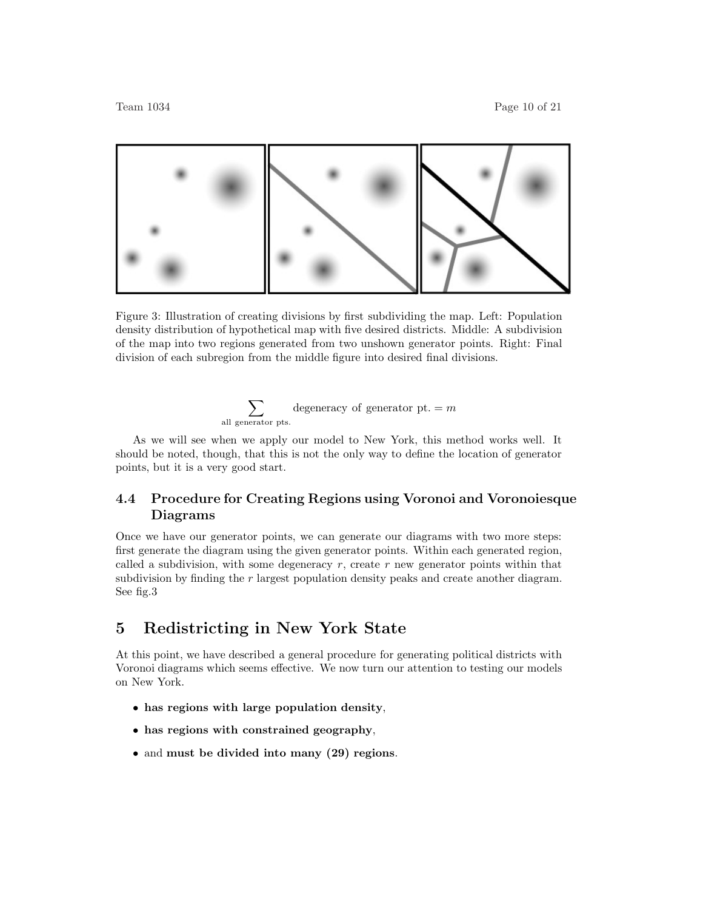Figure 3: Illustration of creating divisions by first subdividing the map. Left: Population density distribution of hypothetical map with five desired districts. Middle: A subdivision of the map into two regions generated from two unshown generator points. Right: Final division of each subregion from the middle figure into desired final divisions.

$$\sum_{\text{all generator pts.}} \text{degeneracy of generator pt.} = m$$

As we will see when we apply our model to New York, this method works well. It should be noted, though, that this is not the only way to define the location of generator points, but it is a very good start.

### 4.4 Procedure for Creating Regions using Voronoi and Voronoiesque Diagrams

Once we have our generator points, we can generate our diagrams with two more steps: first generate the diagram using the given generator points. Within each generated region, called a subdivision, with some degeneracy $r$, create $r$ new generator points within that subdivision by finding the $r$ largest population density peaks and create another diagram. See fig.3

## 5 Redistricting in New York State

At this point, we have described a general procedure for generating political districts with Voronoi diagrams which seems effective. We now turn our attention to testing our models on New York.

- **has regions with large population density**,
- **has regions with constrained geography**,
- and **must be divided into many (29) regions**.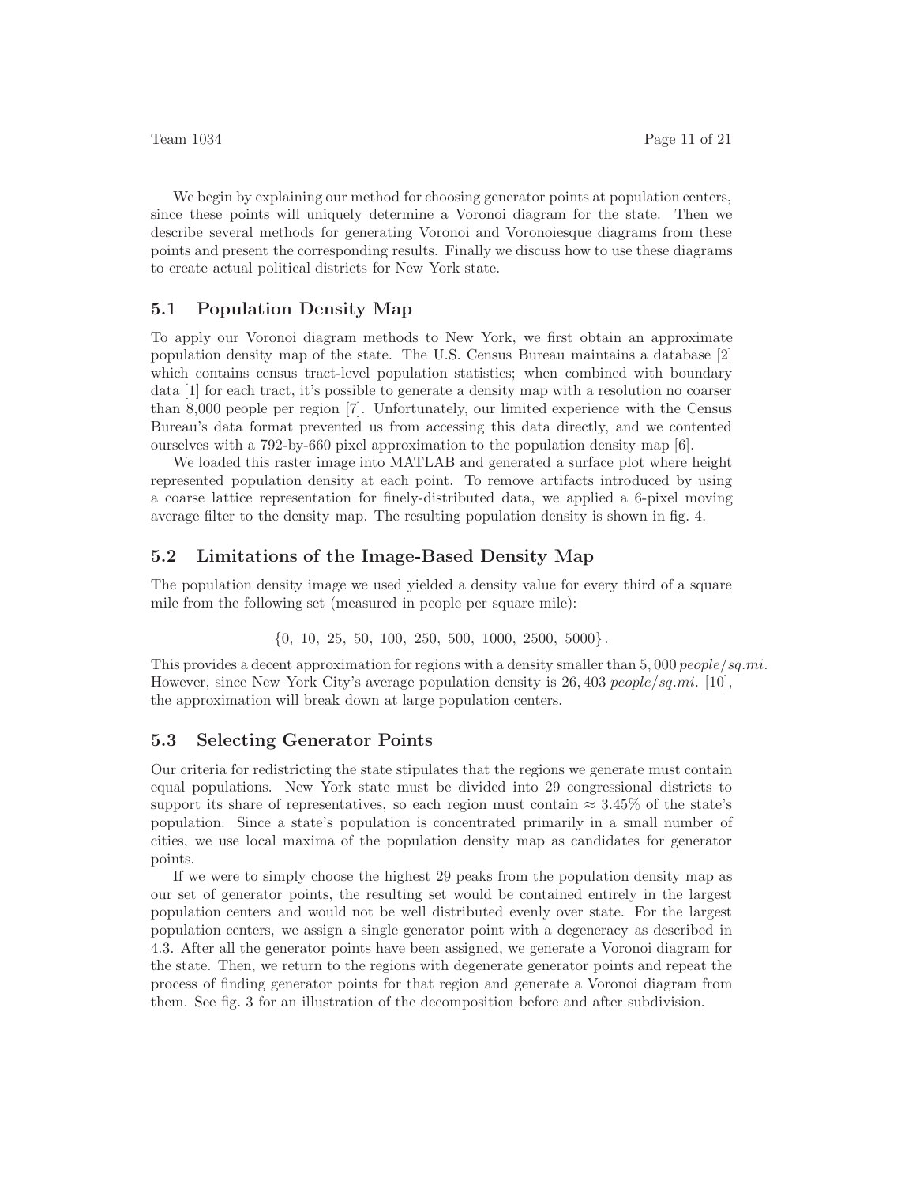We begin by explaining our method for choosing generator points at population centers, since these points will uniquely determine a Voronoi diagram for the state. Then we describe several methods for generating Voronoi and Voronoiesque diagrams from these points and present the corresponding results. Finally we discuss how to use these diagrams to create actual political districts for New York state.

## 5.1 Population Density Map

To apply our Voronoi diagram methods to New York, we first obtain an approximate population density map of the state. The U.S. Census Bureau maintains a database [2] which contains census tract-level population statistics; when combined with boundary data [1] for each tract, it's possible to generate a density map with a resolution no coarser than 8,000 people per region [7]. Unfortunately, our limited experience with the Census Bureau's data format prevented us from accessing this data directly, and we contented ourselves with a 792-by-660 pixel approximation to the population density map [6].

We loaded this raster image into MATLAB and generated a surface plot where height represented population density at each point. To remove artifacts introduced by using a coarse lattice representation for finely-distributed data, we applied a 6-pixel moving average filter to the density map. The resulting population density is shown in fig. 4.

## 5.2 Limitations of the Image-Based Density Map

The population density image we used yielded a density value for every third of a square mile from the following set (measured in people per square mile):

$$\{0,\ 10,\ 25,\ 50,\ 100,\ 250,\ 500,\ 1000,\ 2500,\ 5000\}.$$

This provides a decent approximation for regions with a density smaller than $5,000\ people/sq.mi.$ However, since New York City's average population density is $26,403\ people/sq.mi.$ [10], the approximation will break down at large population centers.

## 5.3 Selecting Generator Points

Our criteria for redistricting the state stipulates that the regions we generate must contain equal populations. New York state must be divided into 29 congressional districts to support its share of representatives, so each region must contain $\approx 3.45\%$ of the state's population. Since a state's population is concentrated primarily in a small number of cities, we use local maxima of the population density map as candidates for generator points.

If we were to simply choose the highest 29 peaks from the population density map as our set of generator points, the resulting set would be contained entirely in the largest population centers and would not be well distributed evenly over state. For the largest population centers, we assign a single generator point with a degeneracy as described in 4.3. After all the generator points have been assigned, we generate a Voronoi diagram for the state. Then, we return to the regions with degenerate generator points and repeat the process of finding generator points for that region and generate a Voronoi diagram from them. See fig. 3 for an illustration of the decomposition before and after subdivision.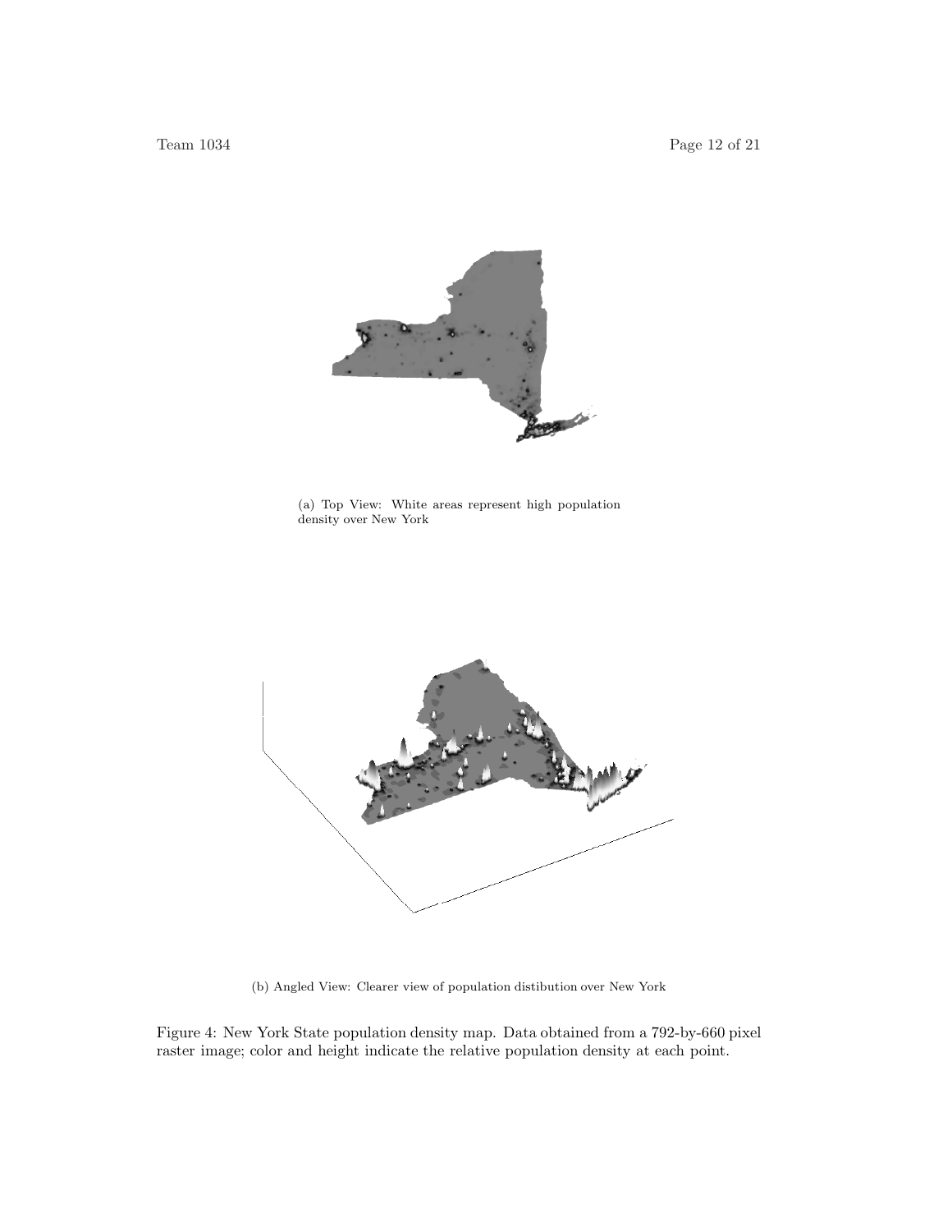(a) Top View: White areas represent high population density over New York

(b) Angled View: Clearer view of population distibution over New York

Figure 4: New York State population density map. Data obtained from a 792-by-660 pixel raster image; color and height indicate the relative population density at each point.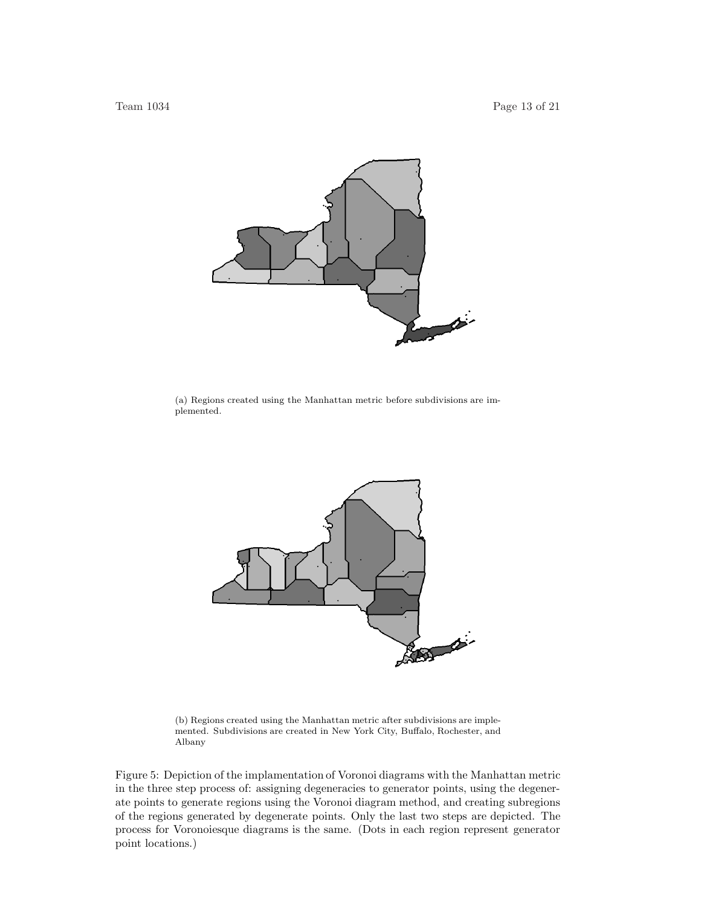(a) Regions created using the Manhattan metric before subdivisions are implemented.

(b) Regions created using the Manhattan metric after subdivisions are implemented. Subdivisions are created in New York City, Buffalo, Rochester, and Albany

Figure 5: Depiction of the implementation of Voronoi diagrams with the Manhattan metric in the three step process of: assigning degeneracies to generator points, using the degenerate points to generate regions using the Voronoi diagram method, and creating subregions of the regions generated by degenerate points. Only the last two steps are depicted. The process for Voronoiesque diagrams is the same. (Dots in each region represent generator point locations.)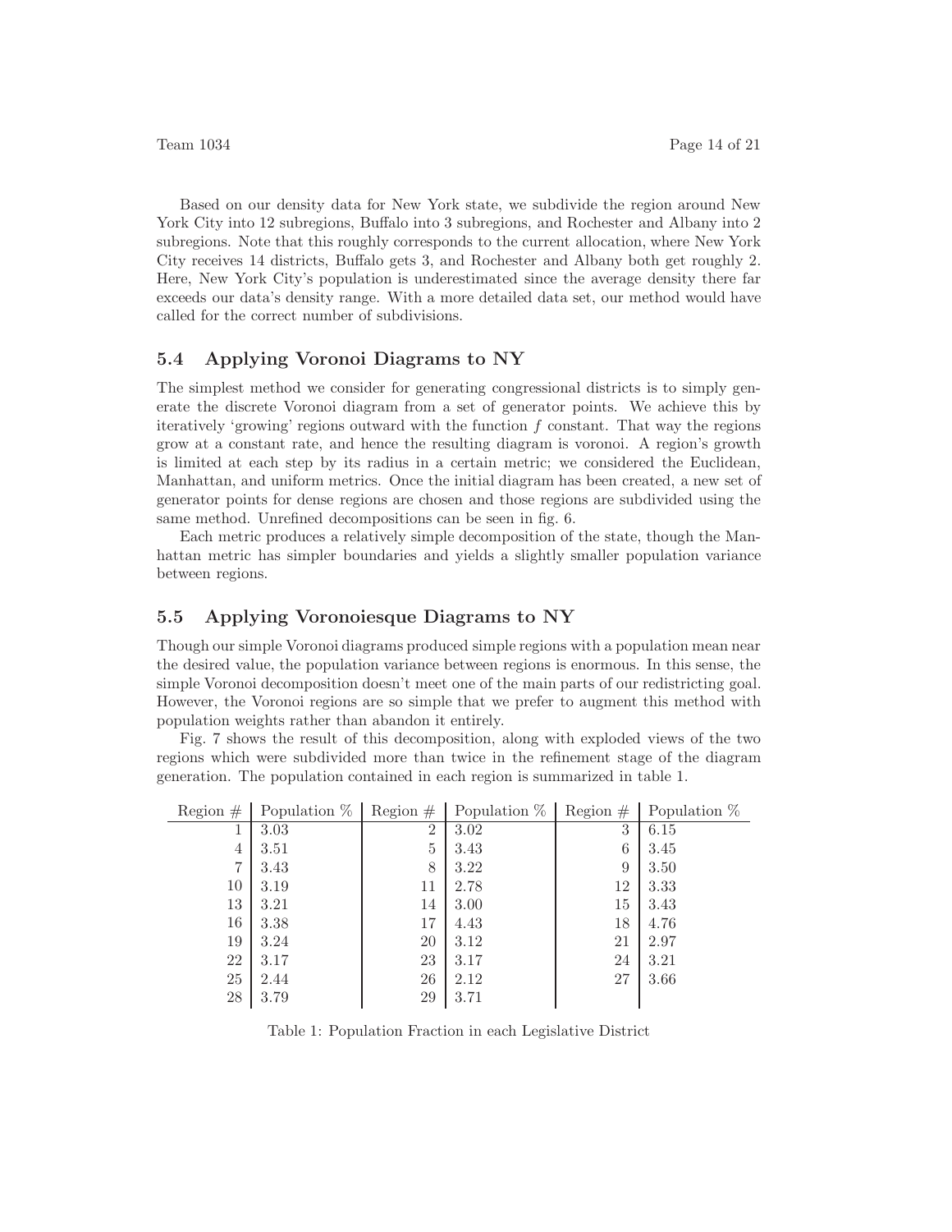Based on our density data for New York state, we subdivide the region around New York City into 12 subregions, Buffalo into 3 subregions, and Rochester and Albany into 2 subregions. Note that this roughly corresponds to the current allocation, where New York City receives 14 districts, Buffalo gets 3, and Rochester and Albany both get roughly 2. Here, New York City's population is underestimated since the average density there far exceeds our data's density range. With a more detailed data set, our method would have called for the correct number of subdivisions.

## 5.4 Applying Voronoi Diagrams to NY

The simplest method we consider for generating congressional districts is to simply generate the discrete Voronoi diagram from a set of generator points. We achieve this by iteratively 'growing' regions outward with the function $f$ constant. That way the regions grow at a constant rate, and hence the resulting diagram is voronoi. A region's growth is limited at each step by its radius in a certain metric; we considered the Euclidean, Manhattan, and uniform metrics. Once the initial diagram has been created, a new set of generator points for dense regions are chosen and those regions are subdivided using the same method. Unrefined decompositions can be seen in fig. 6.

Each metric produces a relatively simple decomposition of the state, though the Manhattan metric has simpler boundaries and yields a slightly smaller population variance between regions.

## 5.5 Applying Voronoiesque Diagrams to NY

Though our simple Voronoi diagrams produced simple regions with a population mean near the desired value, the population variance between regions is enormous. In this sense, the simple Voronoi decomposition doesn't meet one of the main parts of our redistricting goal. However, the Voronoi regions are so simple that we prefer to augment this method with population weights rather than abandon it entirely.

Fig. 7 shows the result of this decomposition, along with exploded views of the two regions which were subdivided more than twice in the refinement stage of the diagram generation. The population contained in each region is summarized in table 1.

| Region # | Population % | Region # | Population % | Region # | Population % |
|---|---|---|---|---|---|
| 1 | 3.03 | 2 | 3.02 | 3 | 6.15 |
| 4 | 3.51 | 5 | 3.43 | 6 | 3.45 |
| 7 | 3.43 | 8 | 3.22 | 9 | 3.50 |
| 10 | 3.19 | 11 | 2.78 | 12 | 3.33 |
| 13 | 3.21 | 14 | 3.00 | 15 | 3.43 |
| 16 | 3.38 | 17 | 4.43 | 18 | 4.76 |
| 19 | 3.24 | 20 | 3.12 | 21 | 2.97 |
| 22 | 3.17 | 23 | 3.17 | 24 | 3.21 |
| 25 | 2.44 | 26 | 2.12 | 27 | 3.66 |
| 28 | 3.79 | 29 | 3.71 | | |

Table 1: Population Fraction in each Legislative District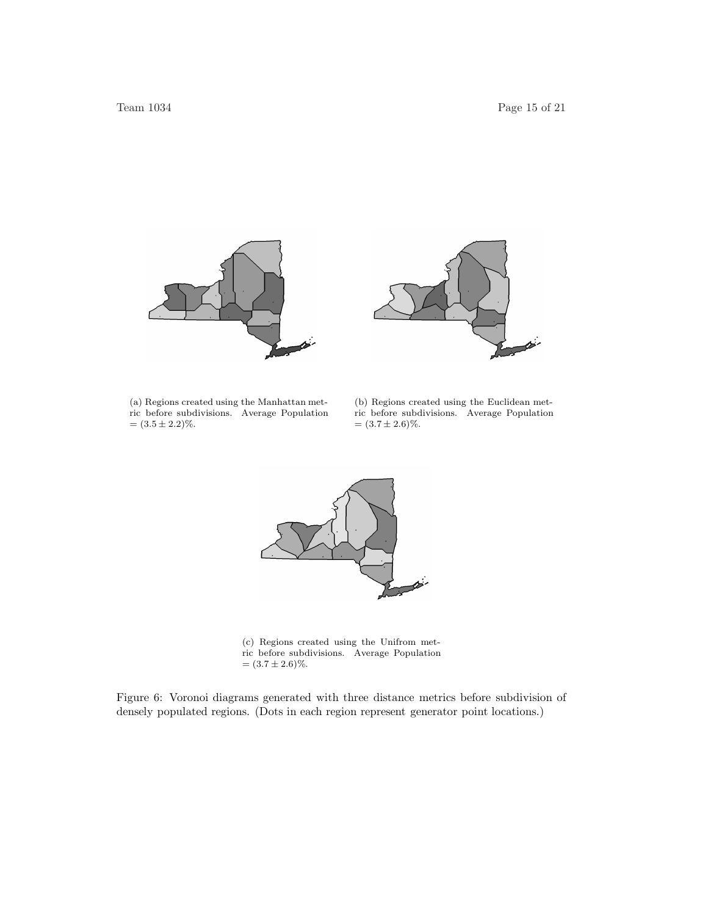(a) Regions created using the Manhattan metric before subdivisions. Average Population $= (3.5 \pm 2.2)\%$.

(b) Regions created using the Euclidean metric before subdivisions. Average Population $= (3.7 \pm 2.6)\%$.

(c) Regions created using the Unifrom metric before subdivisions. Average Population $= (3.7 \pm 2.6)\%$.

Figure 6: Voronoi diagrams generated with three distance metrics before subdivision of densely populated regions. (Dots in each region represent generator point locations.)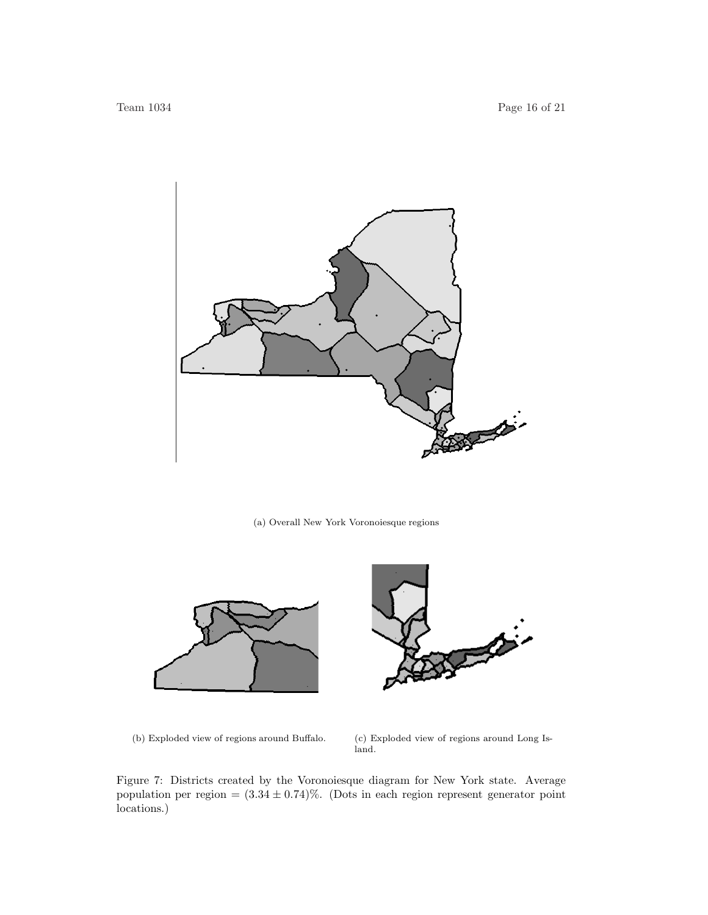(a) Overall New York Voronoiesque regions

(b) Exploded view of regions around Buffalo.

(c) Exploded view of regions around Long Island.

Figure 7: Districts created by the Voronoiesque diagram for New York state. Average population per region = $(3.34 \pm 0.74)\%$. (Dots in each region represent generator point locations.)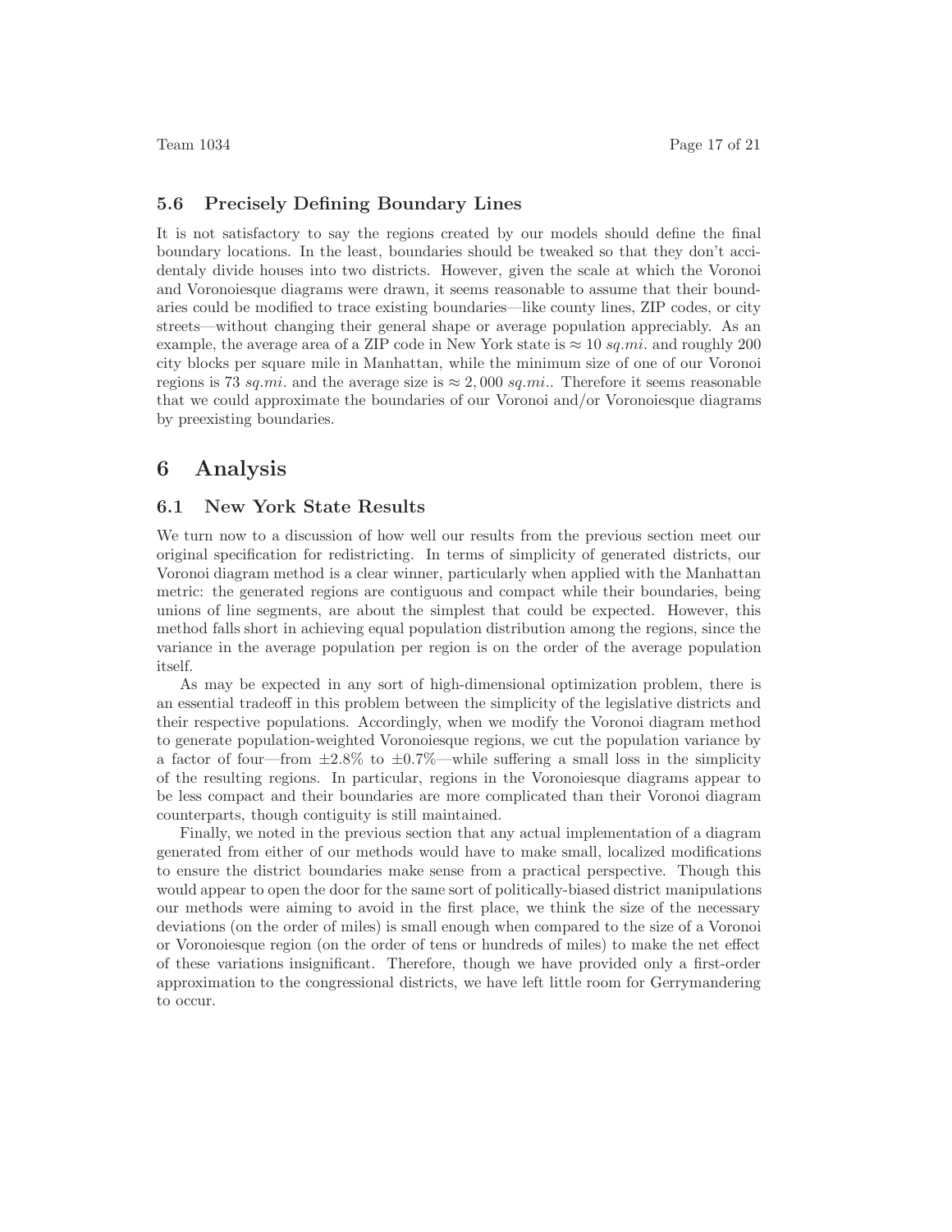### 5.6 Precisely Defining Boundary Lines

It is not satisfactory to say the regions created by our models should define the final boundary locations. In the least, boundaries should be tweaked so that they don't accidentaly divide houses into two districts. However, given the scale at which the Voronoi and Voronoiesque diagrams were drawn, it seems reasonable to assume that their boundaries could be modified to trace existing boundaries—like county lines, ZIP codes, or city streets—without changing their general shape or average population appreciably. As an example, the average area of a ZIP code in New York state is $\approx 10$ *sq.mi.* and roughly 200 city blocks per square mile in Manhattan, while the minimum size of one of our Voronoi regions is 73 *sq.mi.* and the average size is $\approx 2,000$ *sq.mi.*. Therefore it seems reasonable that we could approximate the boundaries of our Voronoi and/or Voronoiesque diagrams by preexisting boundaries.

## 6 Analysis

### 6.1 New York State Results

We turn now to a discussion of how well our results from the previous section meet our original specification for redistricting. In terms of simplicity of generated districts, our Voronoi diagram method is a clear winner, particularly when applied with the Manhattan metric: the generated regions are contiguous and compact while their boundaries, being unions of line segments, are about the simplest that could be expected. However, this method falls short in achieving equal population distribution among the regions, since the variance in the average population per region is on the order of the average population itself.

As may be expected in any sort of high-dimensional optimization problem, there is an essential tradeoff in this problem between the simplicity of the legislative districts and their respective populations. Accordingly, when we modify the Voronoi diagram method to generate population-weighted Voronoiesque regions, we cut the population variance by a factor of four—from $\pm 2.8\%$ to $\pm 0.7\%$—while suffering a small loss in the simplicity of the resulting regions. In particular, regions in the Voronoiesque diagrams appear to be less compact and their boundaries are more complicated than their Voronoi diagram counterparts, though contiguity is still maintained.

Finally, we noted in the previous section that any actual implementation of a diagram generated from either of our methods would have to make small, localized modifications to ensure the district boundaries make sense from a practical perspective. Though this would appear to open the door for the same sort of politically-biased district manipulations our methods were aiming to avoid in the first place, we think the size of the necessary deviations (on the order of miles) is small enough when compared to the size of a Voronoi or Voronoiesque region (on the order of tens or hundreds of miles) to make the net effect of these variations insignificant. Therefore, though we have provided only a first-order approximation to the congressional districts, we have left little room for Gerrymandering to occur.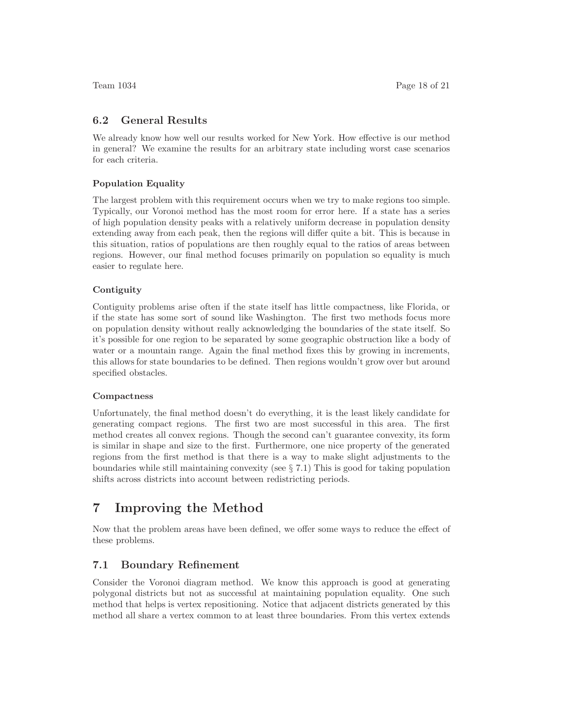### 6.2 General Results

We already know how well our results worked for New York. How effective is our method in general? We examine the results for an arbitrary state including worst case scenarios for each criteria.

#### Population Equality

The largest problem with this requirement occurs when we try to make regions too simple. Typically, our Voronoi method has the most room for error here. If a state has a series of high population density peaks with a relatively uniform decrease in population density extending away from each peak, then the regions will differ quite a bit. This is because in this situation, ratios of populations are then roughly equal to the ratios of areas between regions. However, our final method focuses primarily on population so equality is much easier to regulate here.

#### Contiguity

Contiguity problems arise often if the state itself has little compactness, like Florida, or if the state has some sort of sound like Washington. The first two methods focus more on population density without really acknowledging the boundaries of the state itself. So it's possible for one region to be separated by some geographic obstruction like a body of water or a mountain range. Again the final method fixes this by growing in increments, this allows for state boundaries to be defined. Then regions wouldn't grow over but around specified obstacles.

#### Compactness

Unfortunately, the final method doesn't do everything, it is the least likely candidate for generating compact regions. The first two are most successful in this area. The first method creates all convex regions. Though the second can't guarantee convexity, its form is similar in shape and size to the first. Furthermore, one nice property of the generated regions from the first method is that there is a way to make slight adjustments to the boundaries while still maintaining convexity (see § 7.1) This is good for taking population shifts across districts into account between redistricting periods.

## 7 Improving the Method

Now that the problem areas have been defined, we offer some ways to reduce the effect of these problems.

### 7.1 Boundary Refinement

Consider the Voronoi diagram method. We know this approach is good at generating polygonal districts but not as successful at maintaining population equality. One such method that helps is vertex repositioning. Notice that adjacent districts generated by this method all share a vertex common to at least three boundaries. From this vertex extends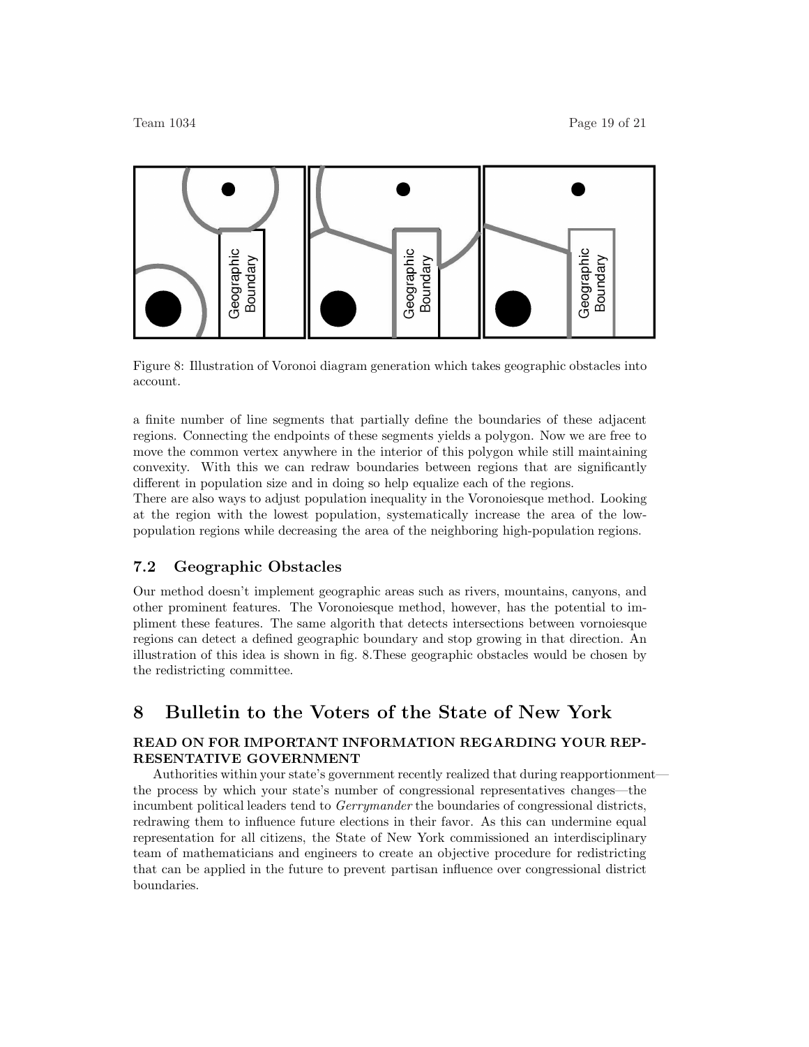Figure 8: Illustration of Voronoi diagram generation which takes geographic obstacles into account.

a finite number of line segments that partially define the boundaries of these adjacent regions. Connecting the endpoints of these segments yields a polygon. Now we are free to move the common vertex anywhere in the interior of this polygon while still maintaining convexity. With this we can redraw boundaries between regions that are significantly different in population size and in doing so help equalize each of the regions.
There are also ways to adjust population inequality in the Voronoiesque method. Looking at the region with the lowest population, systematically increase the area of the low-population regions while decreasing the area of the neighboring high-population regions.

### 7.2 Geographic Obstacles

Our method doesn't implement geographic areas such as rivers, mountains, canyons, and other prominent features. The Voronoiesque method, however, has the potential to impliment these features. The same algorith that detects intersections between vornoiesque regions can detect a defined geographic boundary and stop growing in that direction. An illustration of this idea is shown in fig. 8.These geographic obstacles would be chosen by the redistricting committee.

## 8 Bulletin to the Voters of the State of New York

**READ ON FOR IMPORTANT INFORMATION REGARDING YOUR REPRESENTATIVE GOVERNMENT**

Authorities within your state's government recently realized that during reapportionment—the process by which your state's number of congressional representatives changes—the incumbent political leaders tend to *Gerrymander* the boundaries of congressional districts, redrawing them to influence future elections in their favor. As this can undermine equal representation for all citizens, the State of New York commissioned an interdisciplinary team of mathematicians and engineers to create an objective procedure for redistricting that can be applied in the future to prevent partisan influence over congressional district boundaries.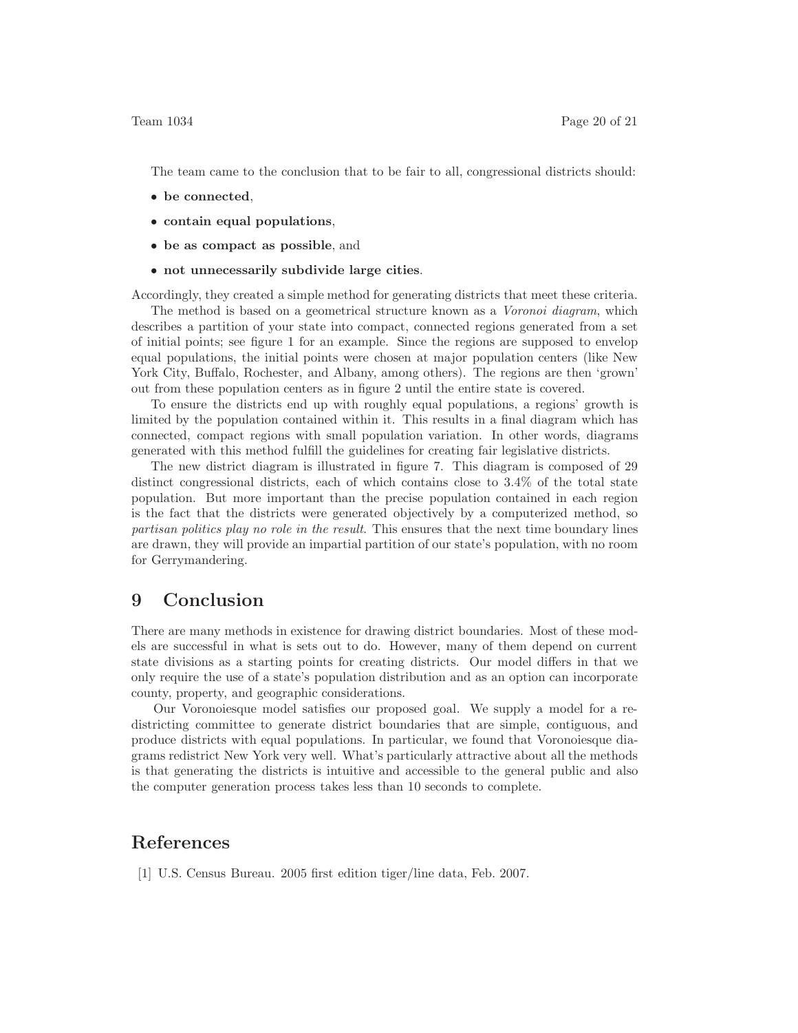The team came to the conclusion that to be fair to all, congressional districts should:

- **be connected**,
- **contain equal populations**,
- **be as compact as possible**, and
- **not unnecessarily subdivide large cities**.

Accordingly, they created a simple method for generating districts that meet these criteria.

The method is based on a geometrical structure known as a *Voronoi diagram*, which describes a partition of your state into compact, connected regions generated from a set of initial points; see figure 1 for an example. Since the regions are supposed to envelop equal populations, the initial points were chosen at major population centers (like New York City, Buffalo, Rochester, and Albany, among others). The regions are then 'grown' out from these population centers as in figure 2 until the entire state is covered.

To ensure the districts end up with roughly equal populations, a regions' growth is limited by the population contained within it. This results in a final diagram which has connected, compact regions with small population variation. In other words, diagrams generated with this method fulfill the guidelines for creating fair legislative districts.

The new district diagram is illustrated in figure 7. This diagram is composed of 29 distinct congressional districts, each of which contains close to 3.4% of the total state population. But more important than the precise population contained in each region is the fact that the districts were generated objectively by a computerized method, so *partisan politics play no role in the result*. This ensures that the next time boundary lines are drawn, they will provide an impartial partition of our state's population, with no room for Gerrymandering.

## 9 Conclusion

There are many methods in existence for drawing district boundaries. Most of these models are successful in what is sets out to do. However, many of them depend on current state divisions as a starting points for creating districts. Our model differs in that we only require the use of a state's population distribution and as an option can incorporate county, property, and geographic considerations.

Our Voronoiesque model satisfies our proposed goal. We supply a model for a redistricting committee to generate district boundaries that are simple, contiguous, and produce districts with equal populations. In particular, we found that Voronoiesque diagrams redistrict New York very well. What's particularly attractive about all the methods is that generating the districts is intuitive and accessible to the general public and also the computer generation process takes less than 10 seconds to complete.

## References

[1] U.S. Census Bureau. 2005 first edition tiger/line data, Feb. 2007.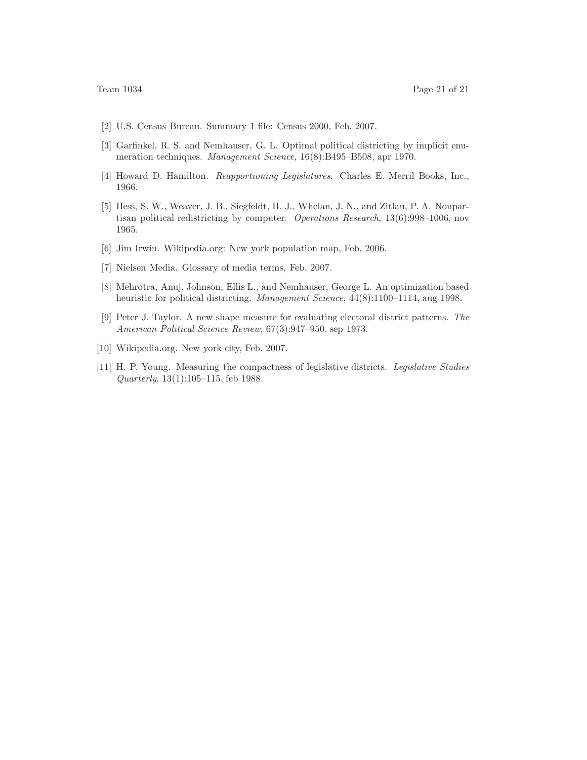[2] U.S. Census Bureau. Summary 1 file: Census 2000, Feb. 2007.

[3] Garfinkel, R. S. and Nemhauser, G. L. Optimal political districting by implicit enumeration techniques. *Management Science*, 16(8):B495–B508, apr 1970.

[4] Howard D. Hamilton. *Reapportioning Legislatures*. Charles E. Merril Books, Inc., 1966.

[5] Hess, S. W., Weaver, J. B., Siegfeldt, H. J., Whelan, J. N., and Zitlau, P. A. Nonpartisan political redistricting by computer. *Operations Research*, 13(6):998–1006, nov 1965.

[6] Jim Irwin. Wikipedia.org: New york population map, Feb. 2006.

[7] Nielsen Media. Glossary of media terms, Feb. 2007.

[8] Mehrotra, Anuj, Johnson, Ellis L., and Nemhauser, George L. An optimization based heuristic for political districting. *Management Science*, 44(8):1100–1114, aug 1998.

[9] Peter J. Taylor. A new shape measure for evaluating electoral district patterns. *The American Political Science Review*, 67(3):947–950, sep 1973.

[10] Wikipedia.org. New york city, Feb. 2007.

[11] H. P. Young. Measuring the compactness of legislative districts. *Legislative Studies Quarterly*, 13(1):105–115, feb 1988.